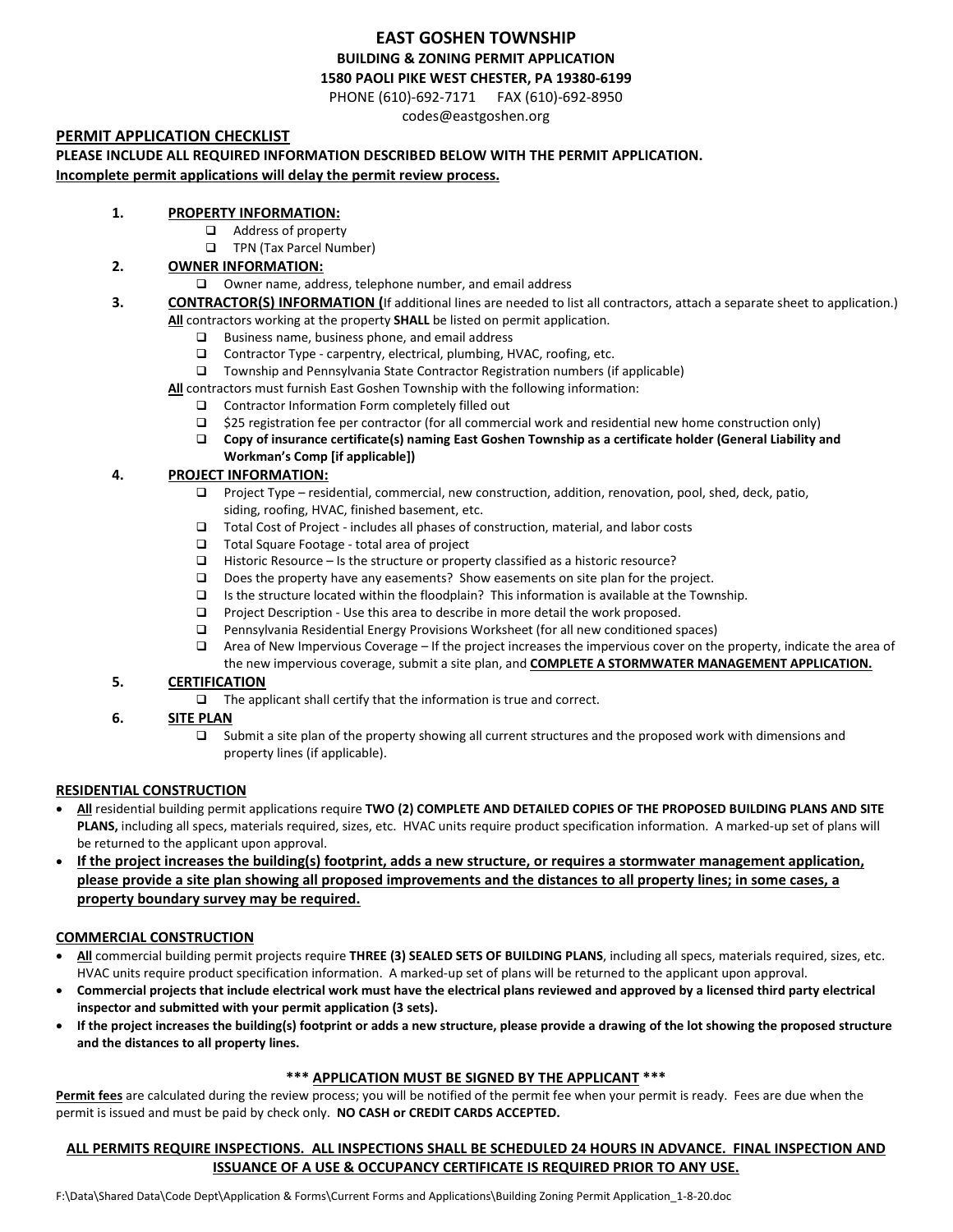# EAST GOSHEN TOWNSHIP

**BUILDING & ZONING PERMIT APPLICATION**

**1580 PAOLI PIKE WEST CHESTER, PA 19380-6199**

PHONE (610)-692-7171 FAX (610)-692-8950

codes@eastgoshen.org

## PERMIT APPLICATION CHECKLIST

**PLEASE INCLUDE ALL REQUIRED INFORMATION DESCRIBED BELOW WITH THE PERMIT APPLICATION.**

**Incomplete permit applications will delay the permit review process.**

1. **PROPERTY INFORMATION:**
   - ❑ Address of property
   - ❑ TPN (Tax Parcel Number)
2. **OWNER INFORMATION:**
   - ❑ Owner name, address, telephone number, and email address
3. **CONTRACTOR(S) INFORMATION (**If additional lines are needed to list all contractors, attach a separate sheet to application.)
   **All** contractors working at the property **SHALL** be listed on permit application.
   - ❑ Business name, business phone, and email address
   - ❑ Contractor Type - carpentry, electrical, plumbing, HVAC, roofing, etc.
   - ❑ Township and Pennsylvania State Contractor Registration numbers (if applicable)

   **All** contractors must furnish East Goshen Township with the following information:
   - ❑ Contractor Information Form completely filled out
   - ❑ $25 registration fee per contractor (for all commercial work and residential new home construction only)
   - ❑ **Copy of insurance certificate(s) naming East Goshen Township as a certificate holder (General Liability and Workman's Comp [if applicable])**
4. **PROJECT INFORMATION:**
   - ❑ Project Type – residential, commercial, new construction, addition, renovation, pool, shed, deck, patio, siding, roofing, HVAC, finished basement, etc.
   - ❑ Total Cost of Project - includes all phases of construction, material, and labor costs
   - ❑ Total Square Footage - total area of project
   - ❑ Historic Resource – Is the structure or property classified as a historic resource?
   - ❑ Does the property have any easements? Show easements on site plan for the project.
   - ❑ Is the structure located within the floodplain? This information is available at the Township.
   - ❑ Project Description - Use this area to describe in more detail the work proposed.
   - ❑ Pennsylvania Residential Energy Provisions Worksheet (for all new conditioned spaces)
   - ❑ Area of New Impervious Coverage – If the project increases the impervious cover on the property, indicate the area of the new impervious coverage, submit a site plan, and **COMPLETE A STORMWATER MANAGEMENT APPLICATION.**
5. **CERTIFICATION**
   - ❑ The applicant shall certify that the information is true and correct.
6. **SITE PLAN**
   - ❑ Submit a site plan of the property showing all current structures and the proposed work with dimensions and property lines (if applicable).

### RESIDENTIAL CONSTRUCTION

- **All** residential building permit applications require **TWO (2) COMPLETE AND DETAILED COPIES OF THE PROPOSED BUILDING PLANS AND SITE PLANS,** including all specs, materials required, sizes, etc. HVAC units require product specification information. A marked-up set of plans will be returned to the applicant upon approval.
- **If the project increases the building(s) footprint, adds a new structure, or requires a stormwater management application, please provide a site plan showing all proposed improvements and the distances to all property lines; in some cases, a property boundary survey may be required.**

### COMMERCIAL CONSTRUCTION

- **All** commercial building permit projects require **THREE (3) SEALED SETS OF BUILDING PLANS**, including all specs, materials required, sizes, etc. HVAC units require product specification information. A marked-up set of plans will be returned to the applicant upon approval.
- **Commercial projects that include electrical work must have the electrical plans reviewed and approved by a licensed third party electrical inspector and submitted with your permit application (3 sets).**
- **If the project increases the building(s) footprint or adds a new structure, please provide a drawing of the lot showing the proposed structure and the distances to all property lines.**

**\*\*\* APPLICATION MUST BE SIGNED BY THE APPLICANT \*\*\***

**Permit fees** are calculated during the review process; you will be notified of the permit fee when your permit is ready. Fees are due when the permit is issued and must be paid by check only. **NO CASH or CREDIT CARDS ACCEPTED.**

**ALL PERMITS REQUIRE INSPECTIONS. ALL INSPECTIONS SHALL BE SCHEDULED 24 HOURS IN ADVANCE. FINAL INSPECTION AND ISSUANCE OF A USE & OCCUPANCY CERTIFICATE IS REQUIRED PRIOR TO ANY USE.**

F:\Data\Shared Data\Code Dept\Application & Forms\Current Forms and Applications\Building Zoning Permit Application_1-8-20.doc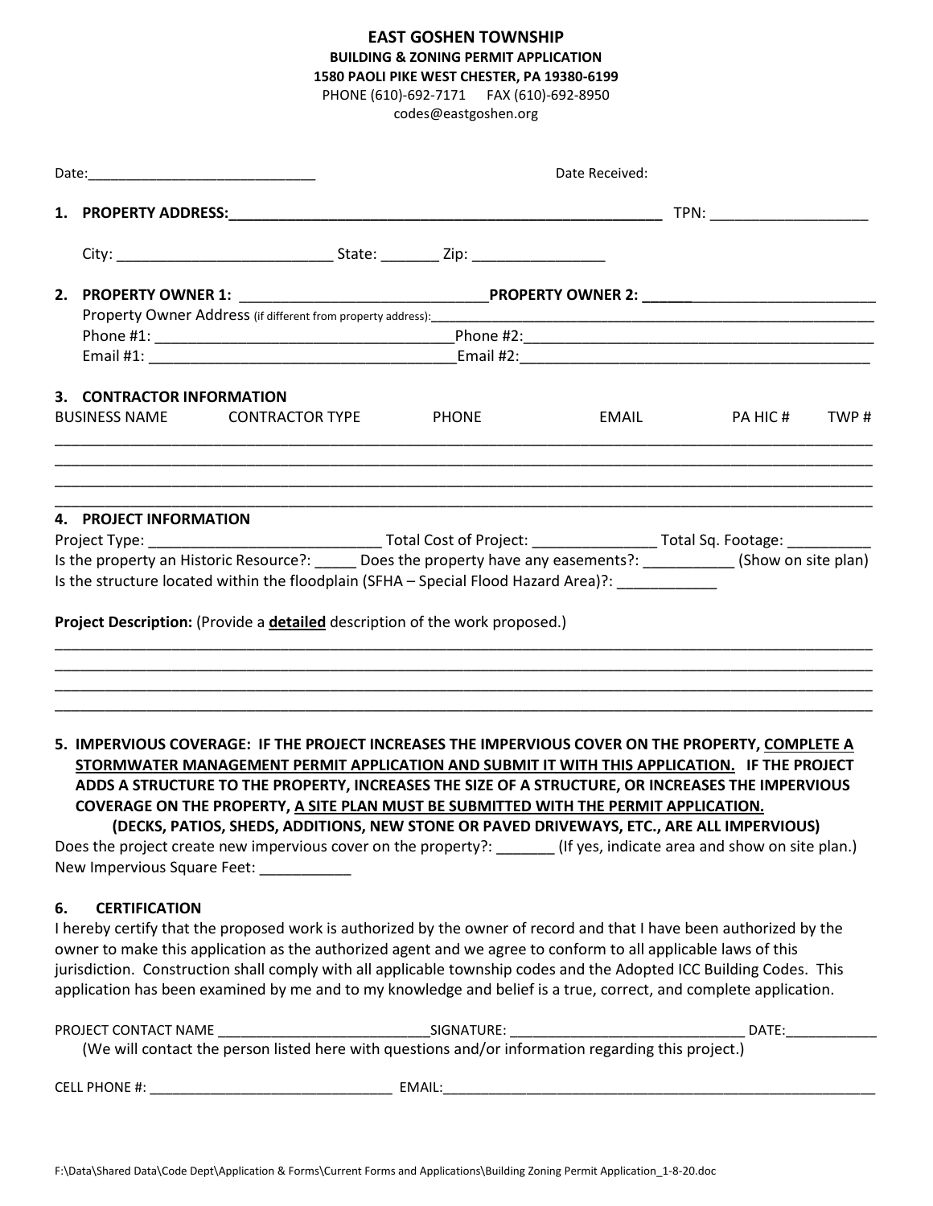# EAST GOSHEN TOWNSHIP

**BUILDING & ZONING PERMIT APPLICATION**
**1580 PAOLI PIKE WEST CHESTER, PA 19380-6199**
PHONE (610)-692-7171 FAX (610)-692-8950
codes@eastgoshen.org

Date:_____________________________ Date Received:

**1. PROPERTY ADDRESS:_____________________________________________________** TPN: ___________________

City: __________________________ State: _______ Zip: ________________

**2. PROPERTY OWNER 1:** _____________________________**PROPERTY OWNER 2:** _____________________________
Property Owner Address (if different from property address):___________________________________________________________
Phone #1: ____________________________________Phone #2:___________________________________________
Email #1: _____________________________________Email #2:___________________________________________

**3. CONTRACTOR INFORMATION**

| BUSINESS NAME | CONTRACTOR TYPE | PHONE | EMAIL | PA HIC # | TWP # |
|---|---|---|---|---|---|
| | | | | | |
| | | | | | |
| | | | | | |
| | | | | | |

**4. PROJECT INFORMATION**
Project Type: ____________________________ Total Cost of Project: _______________ Total Sq. Footage: __________
Is the property an Historic Resource?: _____ Does the property have any easements?: ___________ (Show on site plan)
Is the structure located within the floodplain (SFHA – Special Flood Hazard Area)?: ____________

**Project Description:** (Provide a **detailed** description of the work proposed.)
_____________________________________________________________________________________________
_____________________________________________________________________________________________
_____________________________________________________________________________________________
_____________________________________________________________________________________________

**5. IMPERVIOUS COVERAGE: IF THE PROJECT INCREASES THE IMPERVIOUS COVER ON THE PROPERTY, COMPLETE A STORMWATER MANAGEMENT PERMIT APPLICATION AND SUBMIT IT WITH THIS APPLICATION. IF THE PROJECT ADDS A STRUCTURE TO THE PROPERTY, INCREASES THE SIZE OF A STRUCTURE, OR INCREASES THE IMPERVIOUS COVERAGE ON THE PROPERTY, A SITE PLAN MUST BE SUBMITTED WITH THE PERMIT APPLICATION.**
**(DECKS, PATIOS, SHEDS, ADDITIONS, NEW STONE OR PAVED DRIVEWAYS, ETC., ARE ALL IMPERVIOUS)**

Does the project create new impervious cover on the property?: _______ (If yes, indicate area and show on site plan.)
New Impervious Square Feet: ___________

**6. CERTIFICATION**

I hereby certify that the proposed work is authorized by the owner of record and that I have been authorized by the owner to make this application as the authorized agent and we agree to conform to all applicable laws of this jurisdiction. Construction shall comply with all applicable township codes and the Adopted ICC Building Codes. This application has been examined by me and to my knowledge and belief is a true, correct, and complete application.

PROJECT CONTACT NAME ___________________________SIGNATURE: ______________________________ DATE:___________
(We will contact the person listed here with questions and/or information regarding this project.)

CELL PHONE #: _______________________________ EMAIL:_________________________________________________________

F:\Data\Shared Data\Code Dept\Application & Forms\Current Forms and Applications\Building Zoning Permit Application_1-8-20.doc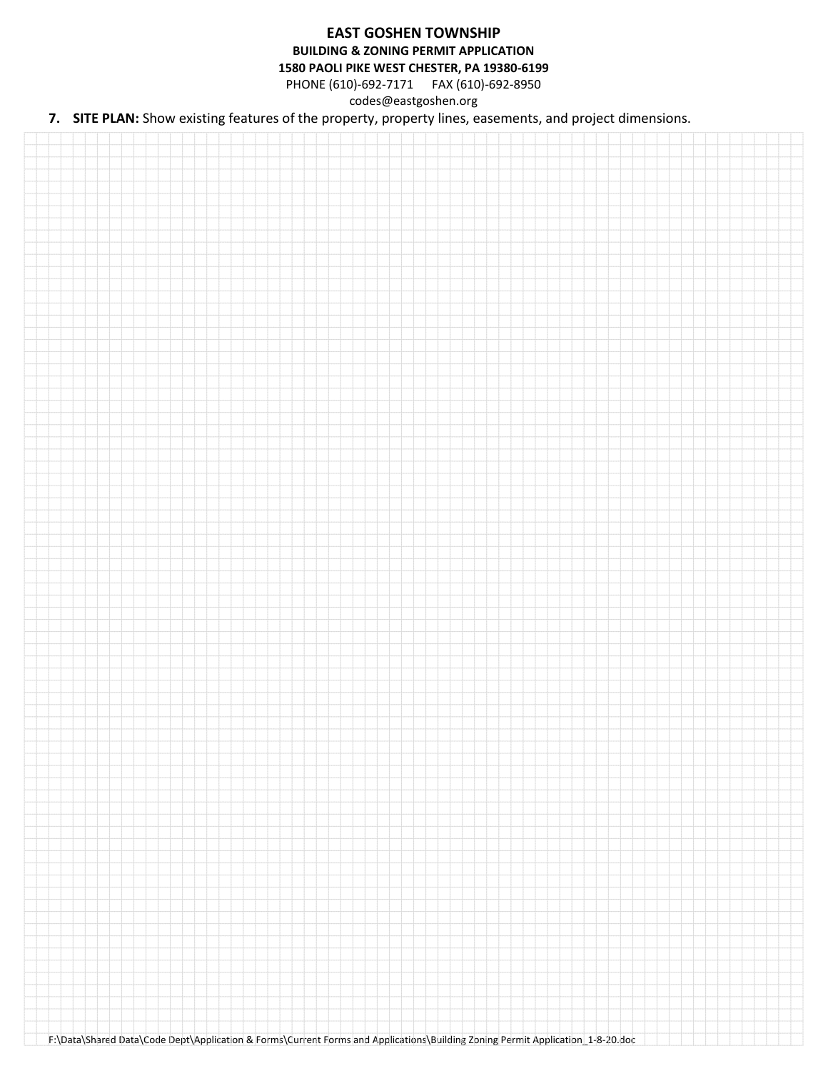**EAST GOSHEN TOWNSHIP**
**BUILDING & ZONING PERMIT APPLICATION**
**1580 PAOLI PIKE WEST CHESTER, PA 19380-6199**
PHONE (610)-692-7171 FAX (610)-692-8950
codes@eastgoshen.org

7. **SITE PLAN:** Show existing features of the property, property lines, easements, and project dimensions.

F:\Data\Shared Data\Code Dept\Application & Forms\Current Forms and Applications\Building Zoning Permit Application_1-8-20.doc